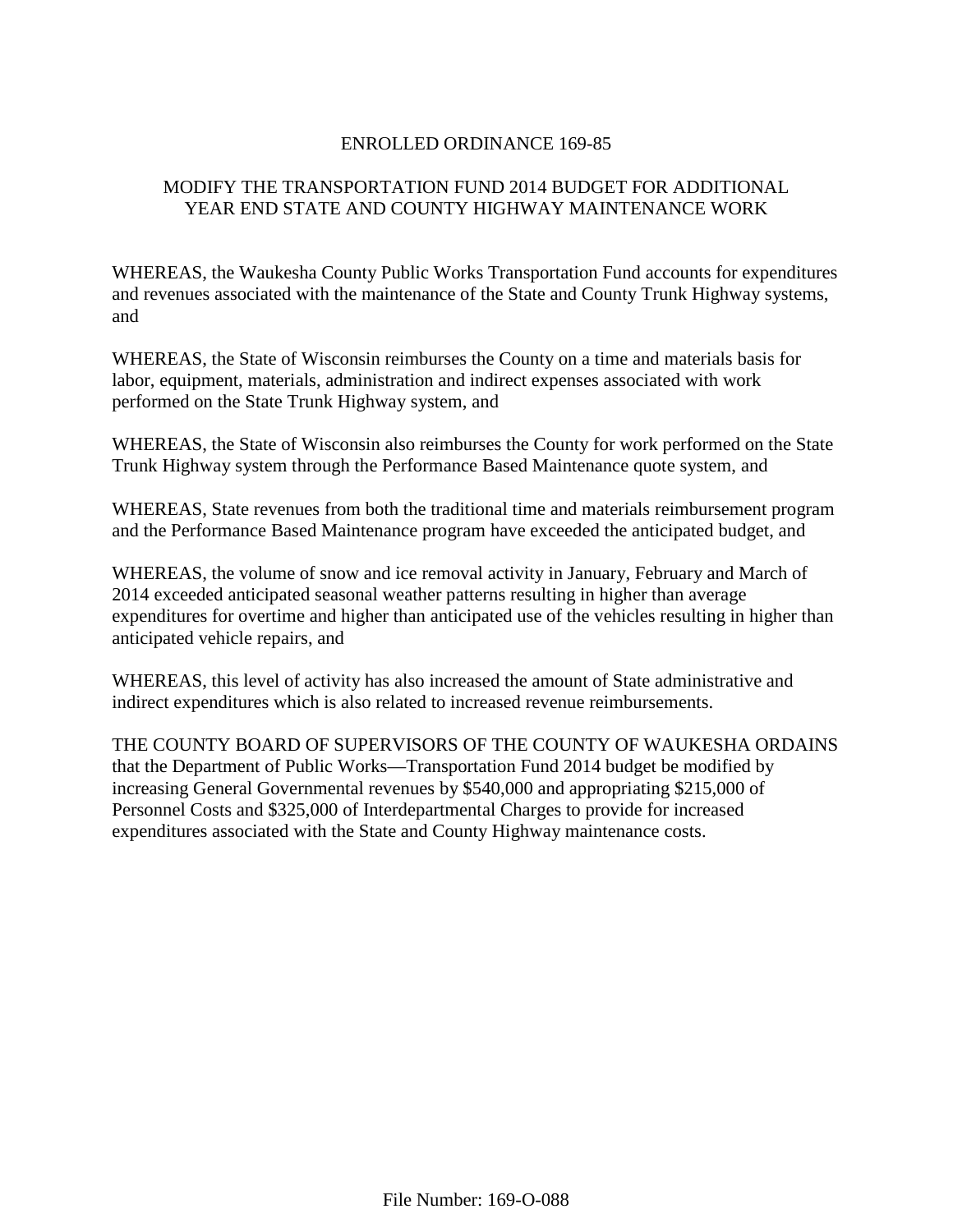# ENROLLED ORDINANCE 169-85

## MODIFY THE TRANSPORTATION FUND 2014 BUDGET FOR ADDITIONAL YEAR END STATE AND COUNTY HIGHWAY MAINTENANCE WORK

WHEREAS, the Waukesha County Public Works Transportation Fund accounts for expenditures and revenues associated with the maintenance of the State and County Trunk Highway systems, and

WHEREAS, the State of Wisconsin reimburses the County on a time and materials basis for labor, equipment, materials, administration and indirect expenses associated with work performed on the State Trunk Highway system, and

WHEREAS, the State of Wisconsin also reimburses the County for work performed on the State Trunk Highway system through the Performance Based Maintenance quote system, and

WHEREAS, State revenues from both the traditional time and materials reimbursement program and the Performance Based Maintenance program have exceeded the anticipated budget, and

WHEREAS, the volume of snow and ice removal activity in January, February and March of 2014 exceeded anticipated seasonal weather patterns resulting in higher than average expenditures for overtime and higher than anticipated use of the vehicles resulting in higher than anticipated vehicle repairs, and

WHEREAS, this level of activity has also increased the amount of State administrative and indirect expenditures which is also related to increased revenue reimbursements.

THE COUNTY BOARD OF SUPERVISORS OF THE COUNTY OF WAUKESHA ORDAINS that the Department of Public Works—Transportation Fund 2014 budget be modified by increasing General Governmental revenues by $540,000 and appropriating $215,000 of Personnel Costs and $325,000 of Interdepartmental Charges to provide for increased expenditures associated with the State and County Highway maintenance costs.

File Number: 169-O-088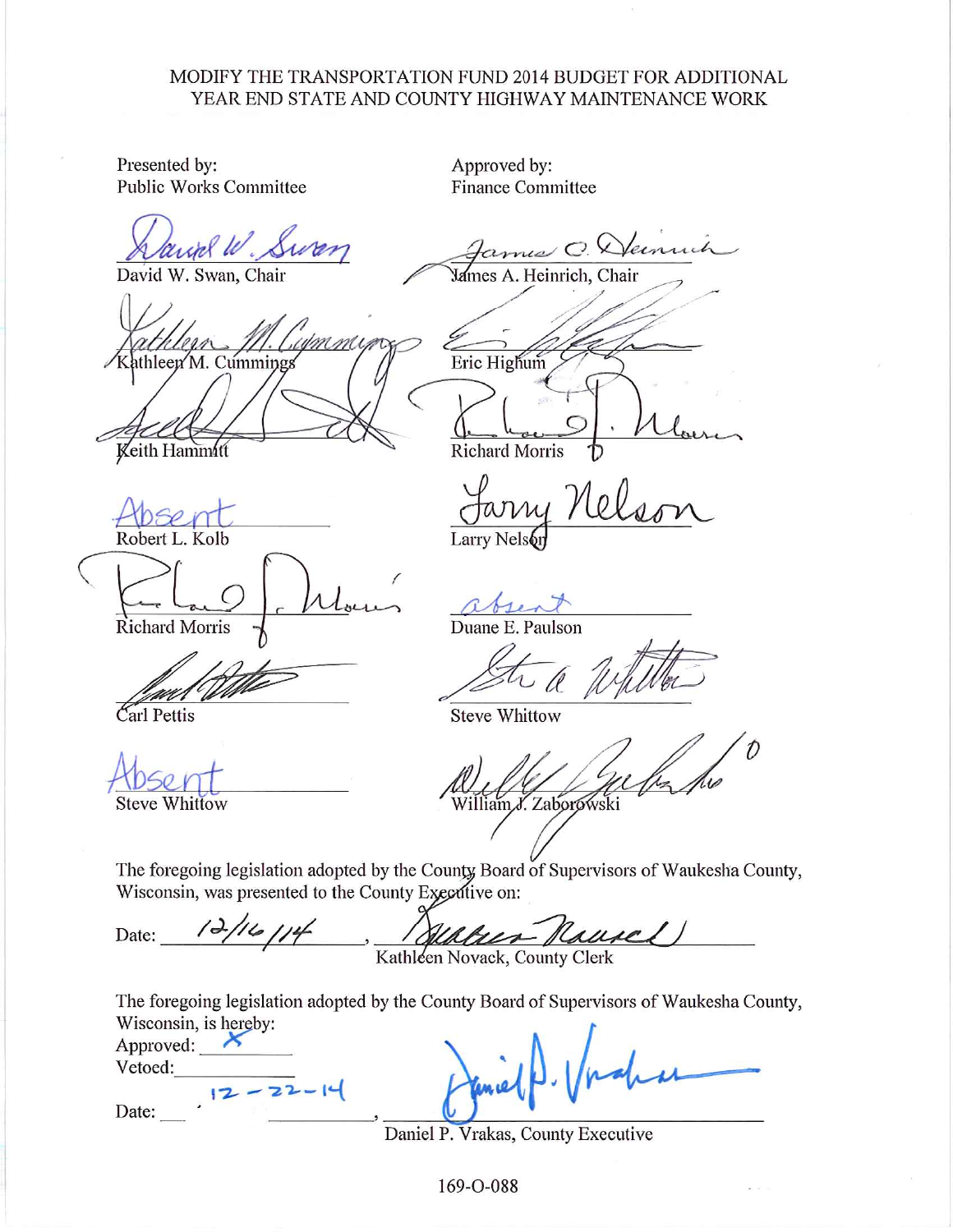MODIFY THE TRANSPORTATION FUND 2014 BUDGET FOR ADDITIONAL YEAR END STATE AND COUNTY HIGHWAY MAINTENANCE WORK

| Presented by: Public Works Committee | Approved by: Finance Committee |
|---|---|
| David W. Swan, Chair | James A. Heinrich, Chair |
| Kathleen M. Cummings | Eric Highum |
| Keith Hammitt | Richard Morris |
| Absent<br>Robert L. Kolb | Larry Nelson |
| Richard Morris | absent<br>Duane E. Paulson |
| Carl Pettis | Steve Whittow |
| Absent<br>Steve Whittow | William J. Zaborowski |

The foregoing legislation adopted by the County Board of Supervisors of Waukesha County, Wisconsin, was presented to the County Executive on:

Date: 12/16/14, Kathleen Novack, County Clerk

The foregoing legislation adopted by the County Board of Supervisors of Waukesha County, Wisconsin, is hereby:

Approved: X

Vetoed: \_\_\_\_\_\_\_\_\_\_

Date: 12-22-14, Daniel P. Vrakas, County Executive

169-O-088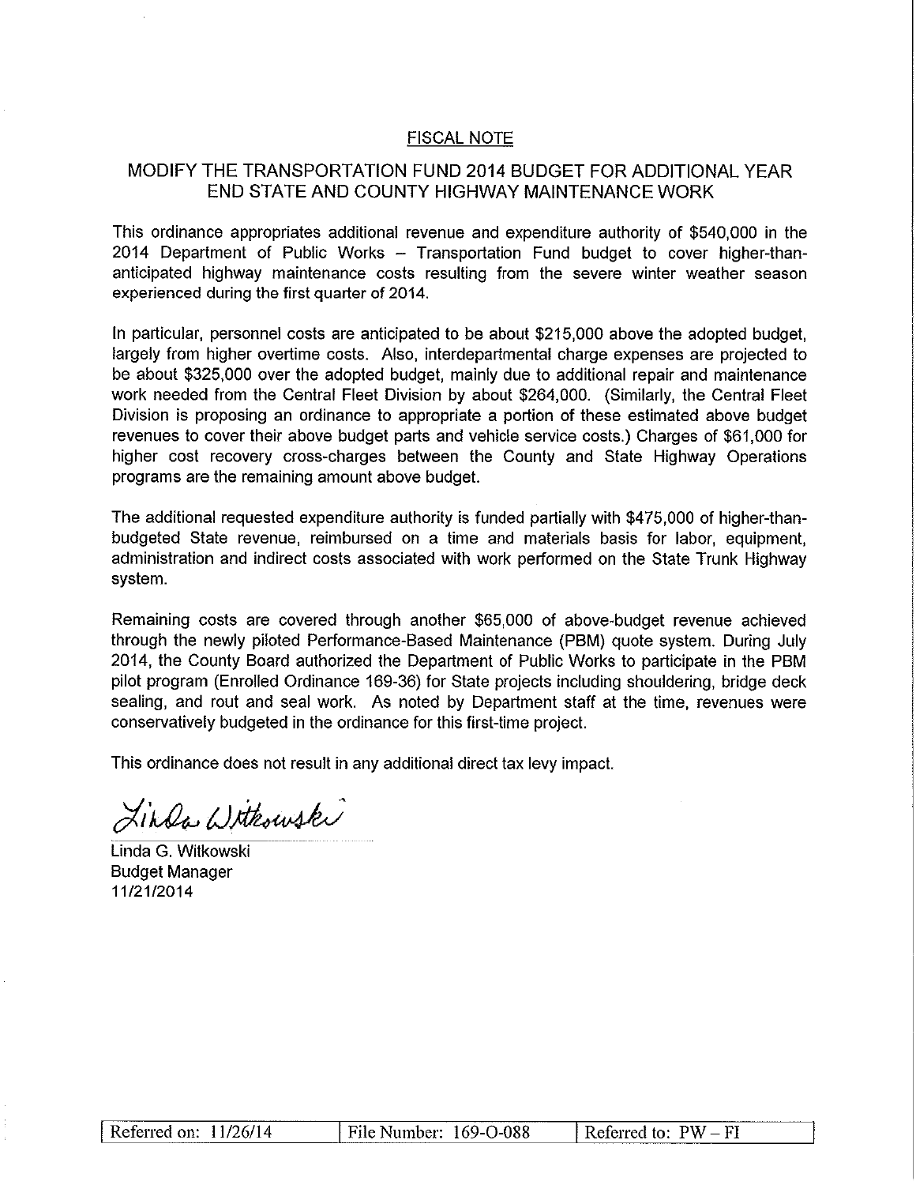FISCAL NOTE

## MODIFY THE TRANSPORTATION FUND 2014 BUDGET FOR ADDITIONAL YEAR END STATE AND COUNTY HIGHWAY MAINTENANCE WORK

This ordinance appropriates additional revenue and expenditure authority of $540,000 in the 2014 Department of Public Works – Transportation Fund budget to cover higher-than-anticipated highway maintenance costs resulting from the severe winter weather season experienced during the first quarter of 2014.

In particular, personnel costs are anticipated to be about $215,000 above the adopted budget, largely from higher overtime costs. Also, interdepartmental charge expenses are projected to be about $325,000 over the adopted budget, mainly due to additional repair and maintenance work needed from the Central Fleet Division by about $264,000. (Similarly, the Central Fleet Division is proposing an ordinance to appropriate a portion of these estimated above budget revenues to cover their above budget parts and vehicle service costs.) Charges of $61,000 for higher cost recovery cross-charges between the County and State Highway Operations programs are the remaining amount above budget.

The additional requested expenditure authority is funded partially with $475,000 of higher-than-budgeted State revenue, reimbursed on a time and materials basis for labor, equipment, administration and indirect costs associated with work performed on the State Trunk Highway system.

Remaining costs are covered through another $65,000 of above-budget revenue achieved through the newly piloted Performance-Based Maintenance (PBM) quote system. During July 2014, the County Board authorized the Department of Public Works to participate in the PBM pilot program (Enrolled Ordinance 169-36) for State projects including shouldering, bridge deck sealing, and rout and seal work. As noted by Department staff at the time, revenues were conservatively budgeted in the ordinance for this first-time project.

This ordinance does not result in any additional direct tax levy impact.

Linda Witkowski

Linda G. Witkowski
Budget Manager
11/21/2014

| Referred on: 11/26/14 | File Number: 169-O-088 | Referred to: PW – FI |
|---|---|---|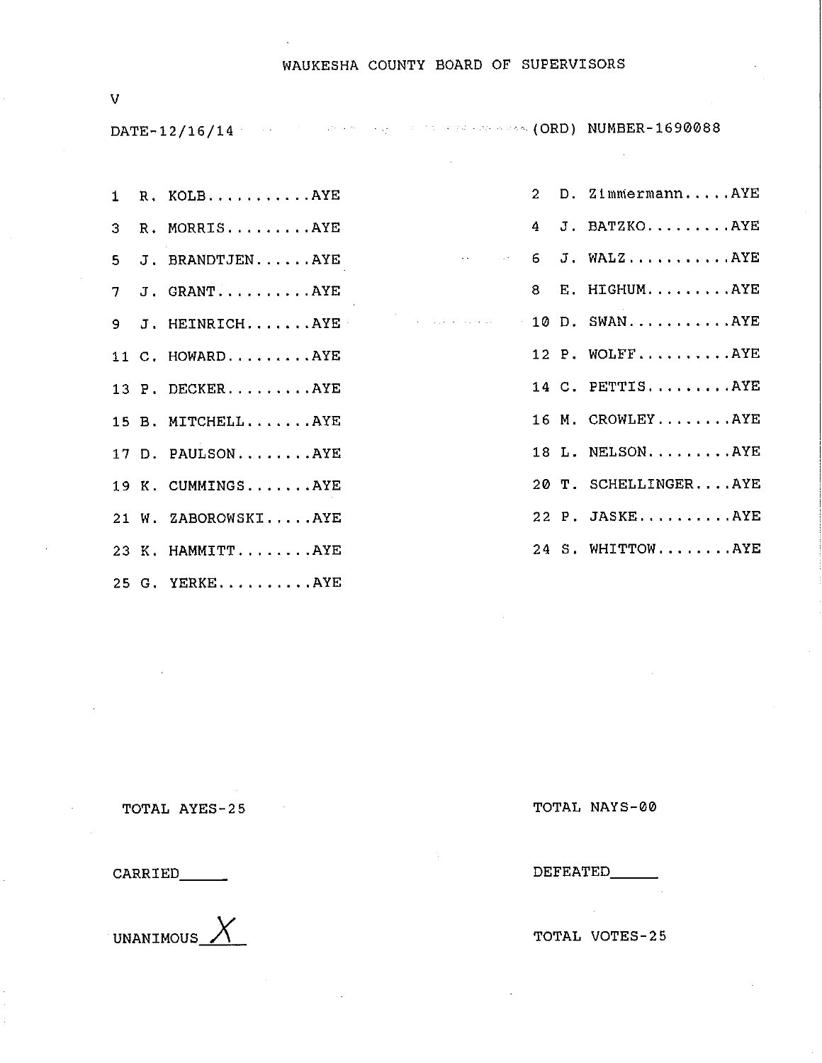# WAUKESHA COUNTY BOARD OF SUPERVISORS

V

DATE-12/16/14 (ORD) NUMBER-1690088

| | |
|---|---|
| 1 R. KOLB...........AYE | 2 D. Zimmermann.....AYE |
| 3 R. MORRIS.........AYE | 4 J. BATZKO.........AYE |
| 5 J. BRANDTJEN......AYE | 6 J. WALZ...........AYE |
| 7 J. GRANT..........AYE | 8 E. HIGHUM.........AYE |
| 9 J. HEINRICH.......AYE | 10 D. SWAN...........AYE |
| 11 C. HOWARD.........AYE | 12 P. WOLFF..........AYE |
| 13 P. DECKER.........AYE | 14 C. PETTIS.........AYE |
| 15 B. MITCHELL.......AYE | 16 M. CROWLEY........AYE |
| 17 D. PAULSON........AYE | 18 L. NELSON.........AYE |
| 19 K. CUMMINGS.......AYE | 20 T. SCHELLINGER....AYE |
| 21 W. ZABOROWSKI.....AYE | 22 P. JASKE..........AYE |
| 23 K. HAMMITT........AYE | 24 S. WHITTOW........AYE |
| 25 G. YERKE..........AYE | |

TOTAL AYES-25

TOTAL NAYS-00

CARRIED_____

DEFEATED_____

UNANIMOUS X

TOTAL VOTES-25